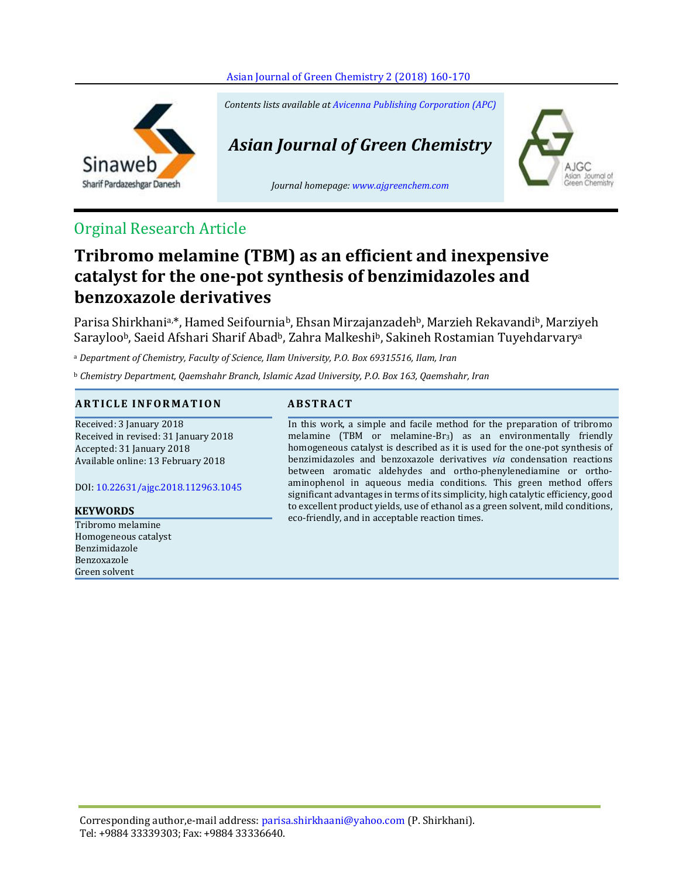Orginal Research Article

# Tribromo melamine (TBM) as an efficient and inexpensive catalyst for the one-pot synthesis of benzimidazoles and benzoxazole derivatives

Parisa Shirkhani[a,*], Hamed Seifournia[b], Ehsan Mirzajanzadeh[b], Marzieh Rekavandi[b], Marziyeh Sarayloo[b], Saeid Afshari Sharif Abad[b], Zahra Malkeshi[b], Sakineh Rostamian Tuyehdarvary[a]

[a] *Department of Chemistry, Faculty of Science, Ilam University, P.O. Box 69315516, Ilam, Iran*

[b] *Chemistry Department, Qaemshahr Branch, Islamic Azad University, P.O. Box 163, Qaemshahr, Iran*

## ARTICLE INFORMATION

Received: 3 January 2018
Received in revised: 31 January 2018
Accepted: 31 January 2018
Available online: 13 February 2018

DOI: 10.22631/ajgc.2018.112963.1045

## KEYWORDS

Tribromo melamine
Homogeneous catalyst
Benzimidazole
Benzoxazole
Green solvent

## ABSTRACT

In this work, a simple and facile method for the preparation of tribromo melamine (TBM or melamine-$Br_3$) as an environmentally friendly homogeneous catalyst is described as it is used for the one-pot synthesis of benzimidazoles and benzoxazole derivatives *via* condensation reactions between aromatic aldehydes and ortho-phenylenediamine or ortho-aminophenol in aqueous media conditions. This green method offers significant advantages in terms of its simplicity, high catalytic efficiency, good to excellent product yields, use of ethanol as a green solvent, mild conditions, eco-friendly, and in acceptable reaction times.

Corresponding author,e-mail address: parisa.shirkhaani@yahoo.com (P. Shirkhani).
Tel: +9884 33339303; Fax: +9884 33336640.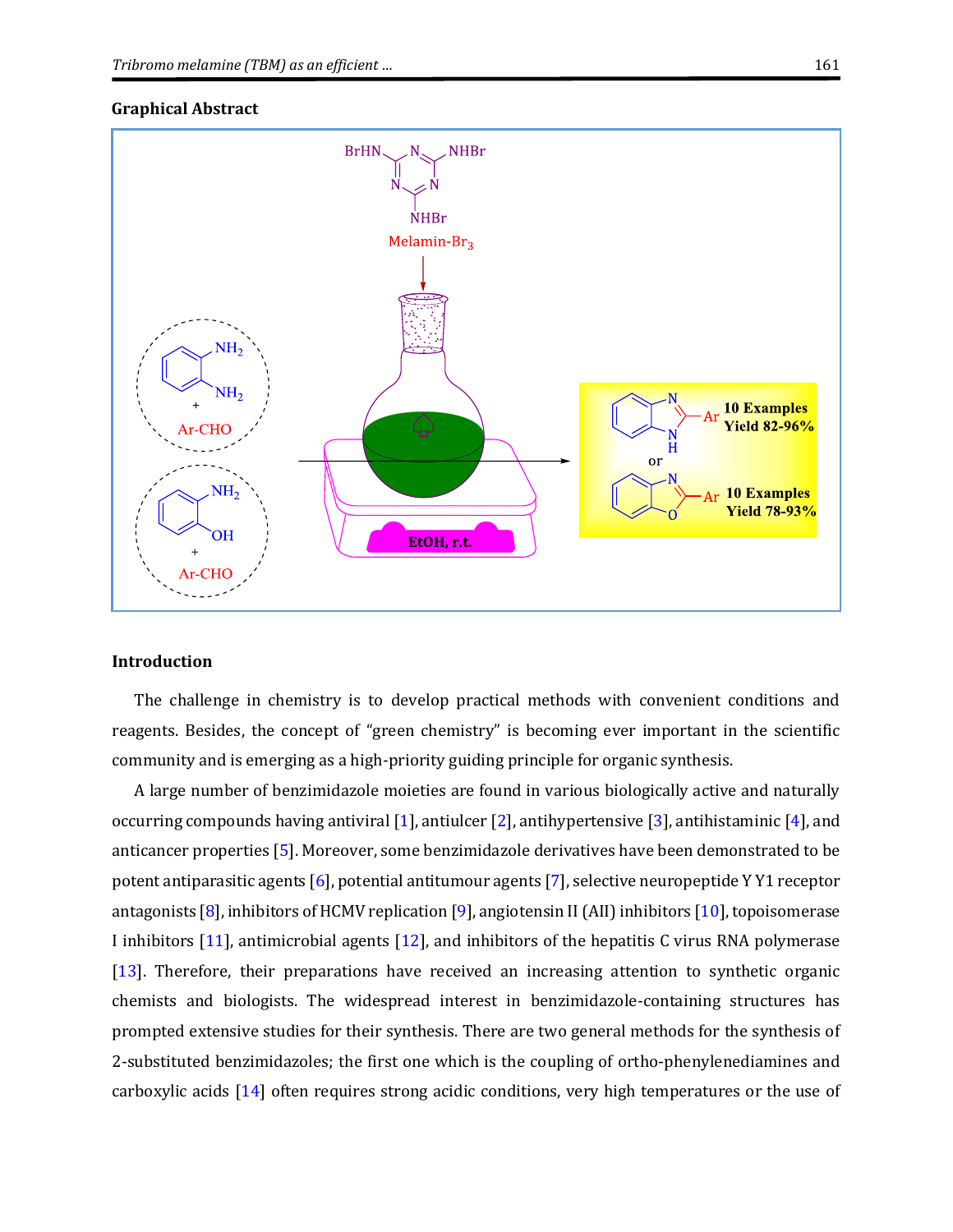**Graphical Abstract**

**Introduction**

The challenge in chemistry is to develop practical methods with convenient conditions and reagents. Besides, the concept of "green chemistry" is becoming ever important in the scientific community and is emerging as a high-priority guiding principle for organic synthesis.

A large number of benzimidazole moieties are found in various biologically active and naturally occurring compounds having antiviral [1], antiulcer [2], antihypertensive [3], antihistaminic [4], and anticancer properties [5]. Moreover, some benzimidazole derivatives have been demonstrated to be potent antiparasitic agents [6], potential antitumour agents [7], selective neuropeptide Y Y1 receptor antagonists [8], inhibitors of HCMV replication [9], angiotensin II (AII) inhibitors [10], topoisomerase I inhibitors [11], antimicrobial agents [12], and inhibitors of the hepatitis C virus RNA polymerase [13]. Therefore, their preparations have received an increasing attention to synthetic organic chemists and biologists. The widespread interest in benzimidazole-containing structures has prompted extensive studies for their synthesis. There are two general methods for the synthesis of 2-substituted benzimidazoles; the first one which is the coupling of ortho-phenylenediamines and carboxylic acids [14] often requires strong acidic conditions, very high temperatures or the use of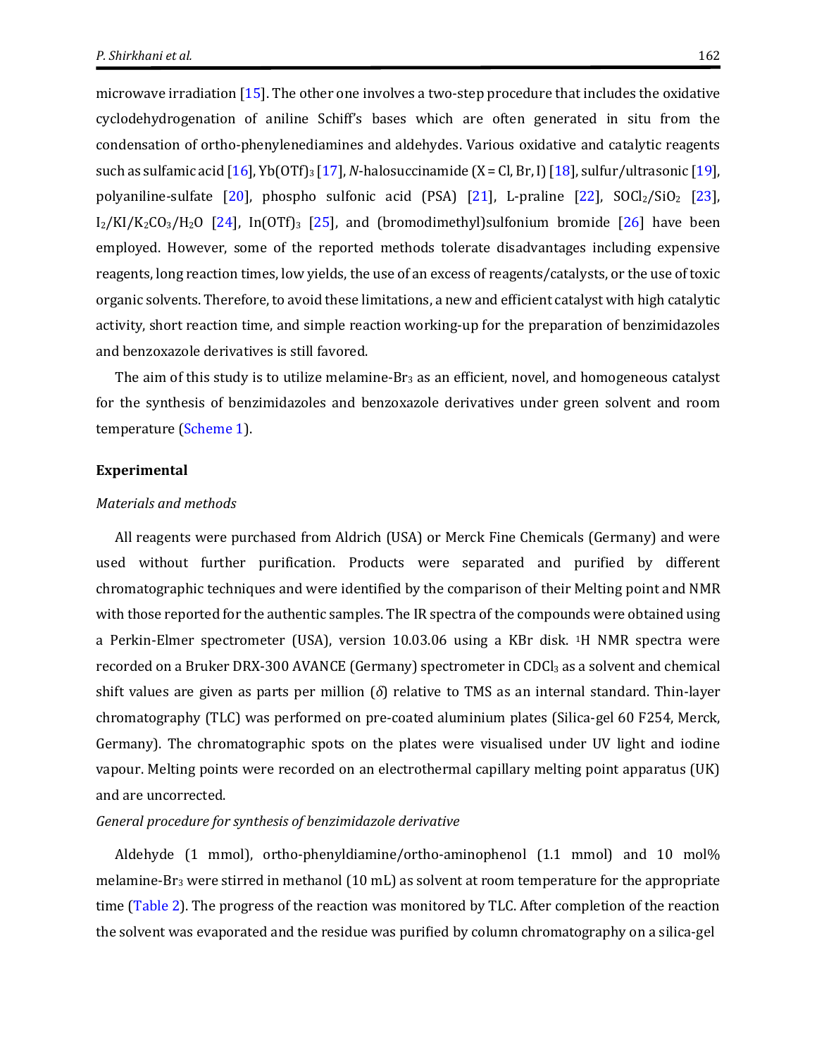microwave irradiation [15]. The other one involves a two-step procedure that includes the oxidative cyclodehydrogenation of aniline Schiff's bases which are often generated in situ from the condensation of ortho-phenylenediamines and aldehydes. Various oxidative and catalytic reagents such as sulfamic acid [16], $Yb(OTf)_3$ [17], *N*-halosuccinamide (X = Cl, Br, I) [18], sulfur/ultrasonic [19], polyaniline-sulfate [20], phospho sulfonic acid (PSA) [21], L-praline [22], $SOCl_2/SiO_2$ [23], $I_2/KI/K_2CO_3/H_2O$ [24], $In(OTf)_3$ [25], and (bromodimethyl)sulfonium bromide [26] have been employed. However, some of the reported methods tolerate disadvantages including expensive reagents, long reaction times, low yields, the use of an excess of reagents/catalysts, or the use of toxic organic solvents. Therefore, to avoid these limitations, a new and efficient catalyst with high catalytic activity, short reaction time, and simple reaction working-up for the preparation of benzimidazoles and benzoxazole derivatives is still favored.

The aim of this study is to utilize melamine-$Br_3$ as an efficient, novel, and homogeneous catalyst for the synthesis of benzimidazoles and benzoxazole derivatives under green solvent and room temperature (Scheme 1).

## Experimental

### *Materials and methods*

All reagents were purchased from Aldrich (USA) or Merck Fine Chemicals (Germany) and were used without further purification. Products were separated and purified by different chromatographic techniques and were identified by the comparison of their Melting point and NMR with those reported for the authentic samples. The IR spectra of the compounds were obtained using a Perkin-Elmer spectrometer (USA), version 10.03.06 using a KBr disk. $^{1}H$ NMR spectra were recorded on a Bruker DRX-300 AVANCE (Germany) spectrometer in $CDCl_3$ as a solvent and chemical shift values are given as parts per million ($\delta$) relative to TMS as an internal standard. Thin-layer chromatography (TLC) was performed on pre-coated aluminium plates (Silica-gel 60 F254, Merck, Germany). The chromatographic spots on the plates were visualised under UV light and iodine vapour. Melting points were recorded on an electrothermal capillary melting point apparatus (UK) and are uncorrected.

### *General procedure for synthesis of benzimidazole derivative*

Aldehyde (1 mmol), ortho-phenyldiamine/ortho-aminophenol (1.1 mmol) and 10 mol% melamine-$Br_3$ were stirred in methanol (10 mL) as solvent at room temperature for the appropriate time (Table 2). The progress of the reaction was monitored by TLC. After completion of the reaction the solvent was evaporated and the residue was purified by column chromatography on a silica-gel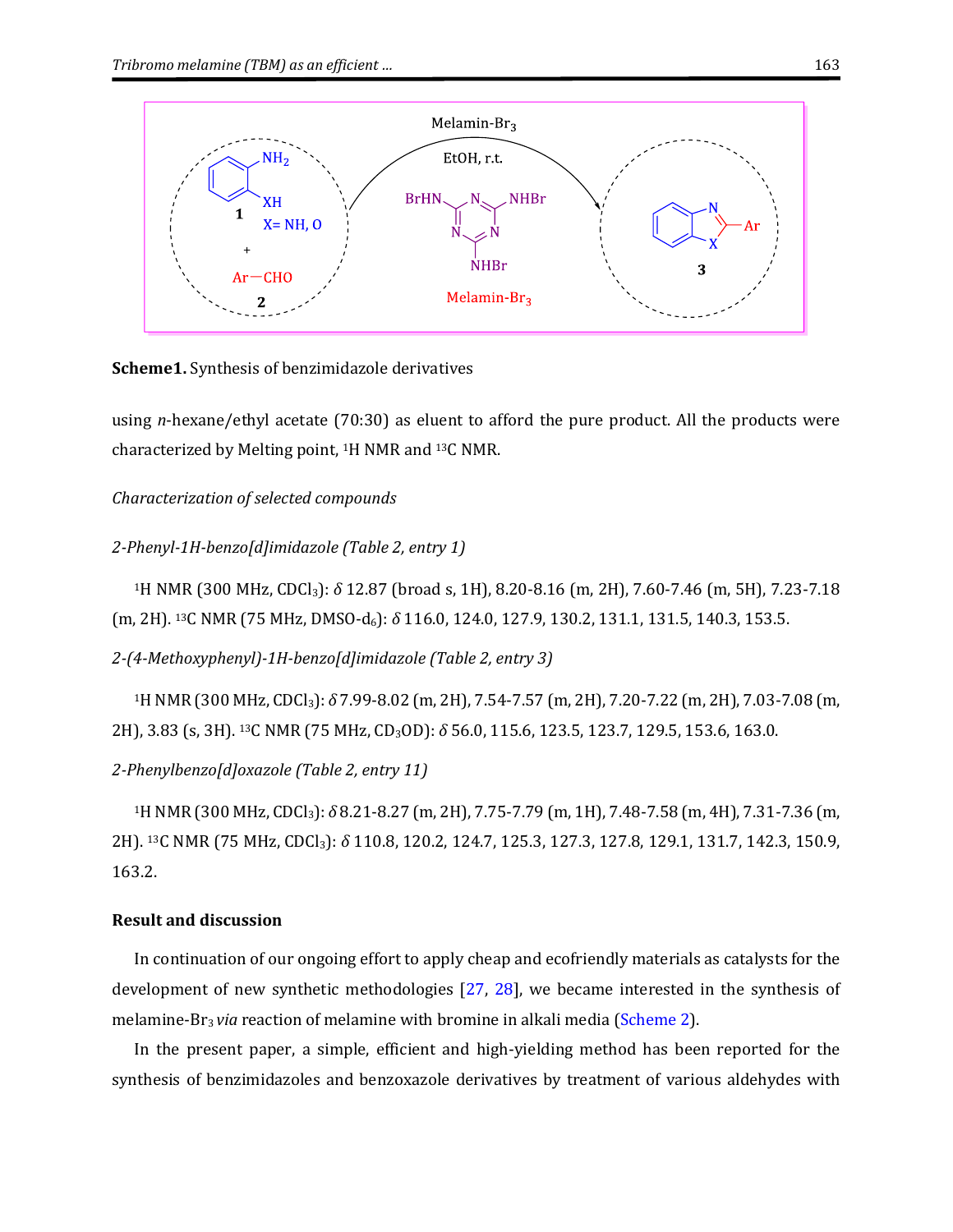**Scheme1.** Synthesis of benzimidazole derivatives

using *n*-hexane/ethyl acetate (70:30) as eluent to afford the pure product. All the products were characterized by Melting point, [1]H NMR and [13]C NMR.

*Characterization of selected compounds*

*2-Phenyl-1H-benzo[d]imidazole (Table 2, entry 1)*

[1]H NMR (300 MHz, $CDCl_3$): $\delta$ 12.87 (broad s, 1H), 8.20-8.16 (m, 2H), 7.60-7.46 (m, 5H), 7.23-7.18 (m, 2H). [13]C NMR (75 MHz, DMSO-$d_6$): $\delta$ 116.0, 124.0, 127.9, 130.2, 131.1, 131.5, 140.3, 153.5.

*2-(4-Methoxyphenyl)-1H-benzo[d]imidazole (Table 2, entry 3)*

[1]H NMR (300 MHz, $CDCl_3$): $\delta$ 7.99-8.02 (m, 2H), 7.54-7.57 (m, 2H), 7.20-7.22 (m, 2H), 7.03-7.08 (m, 2H), 3.83 (s, 3H). [13]C NMR (75 MHz, $CD_3OD$): $\delta$ 56.0, 115.6, 123.5, 123.7, 129.5, 153.6, 163.0.

*2-Phenylbenzo[d]oxazole (Table 2, entry 11)*

[1]H NMR (300 MHz, $CDCl_3$): $\delta$ 8.21-8.27 (m, 2H), 7.75-7.79 (m, 1H), 7.48-7.58 (m, 4H), 7.31-7.36 (m, 2H). [13]C NMR (75 MHz, $CDCl_3$): $\delta$ 110.8, 120.2, 124.7, 125.3, 127.3, 127.8, 129.1, 131.7, 142.3, 150.9, 163.2.

## Result and discussion

In continuation of our ongoing effort to apply cheap and ecofriendly materials as catalysts for the development of new synthetic methodologies [27, 28], we became interested in the synthesis of melamine-$Br_3$ *via* reaction of melamine with bromine in alkali media (Scheme 2).

In the present paper, a simple, efficient and high-yielding method has been reported for the synthesis of benzimidazoles and benzoxazole derivatives by treatment of various aldehydes with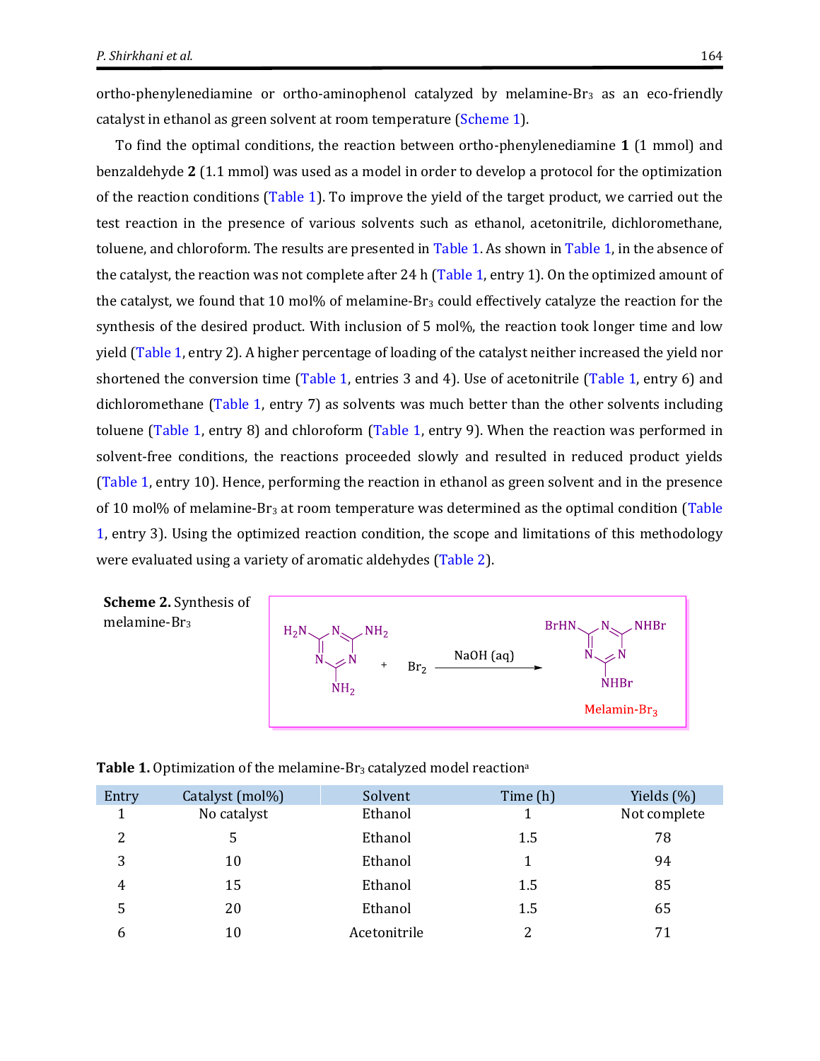ortho-phenylenediamine or ortho-aminophenol catalyzed by melamine-$Br_3$ as an eco-friendly catalyst in ethanol as green solvent at room temperature (Scheme 1).

To find the optimal conditions, the reaction between ortho-phenylenediamine **1** (1 mmol) and benzaldehyde **2** (1.1 mmol) was used as a model in order to develop a protocol for the optimization of the reaction conditions (Table 1). To improve the yield of the target product, we carried out the test reaction in the presence of various solvents such as ethanol, acetonitrile, dichloromethane, toluene, and chloroform. The results are presented in Table 1. As shown in Table 1, in the absence of the catalyst, the reaction was not complete after 24 h (Table 1, entry 1). On the optimized amount of the catalyst, we found that 10 mol% of melamine-$Br_3$ could effectively catalyze the reaction for the synthesis of the desired product. With inclusion of 5 mol%, the reaction took longer time and low yield (Table 1, entry 2). A higher percentage of loading of the catalyst neither increased the yield nor shortened the conversion time (Table 1, entries 3 and 4). Use of acetonitrile (Table 1, entry 6) and dichloromethane (Table 1, entry 7) as solvents was much better than the other solvents including toluene (Table 1, entry 8) and chloroform (Table 1, entry 9). When the reaction was performed in solvent-free conditions, the reactions proceeded slowly and resulted in reduced product yields (Table 1, entry 10). Hence, performing the reaction in ethanol as green solvent and in the presence of 10 mol% of melamine-$Br_3$ at room temperature was determined as the optimal condition (Table 1, entry 3). Using the optimized reaction condition, the scope and limitations of this methodology were evaluated using a variety of aromatic aldehydes (Table 2).

**Scheme 2.** Synthesis of melamine-$Br_3$

Melamine + $Br_2$ → (NaOH (aq)) → Melamin-$Br_3$

**Table 1.** Optimization of the melamine-$Br_3$ catalyzed model reaction[a]

| Entry | Catalyst (mol%) | Solvent | Time (h) | Yields (%) |
|---|---|---|---|---|
| 1 | No catalyst | Ethanol | 1 | Not complete |
| 2 | 5 | Ethanol | 1.5 | 78 |
| 3 | 10 | Ethanol | 1 | 94 |
| 4 | 15 | Ethanol | 1.5 | 85 |
| 5 | 20 | Ethanol | 1.5 | 65 |
| 6 | 10 | Acetonitrile | 2 | 71 |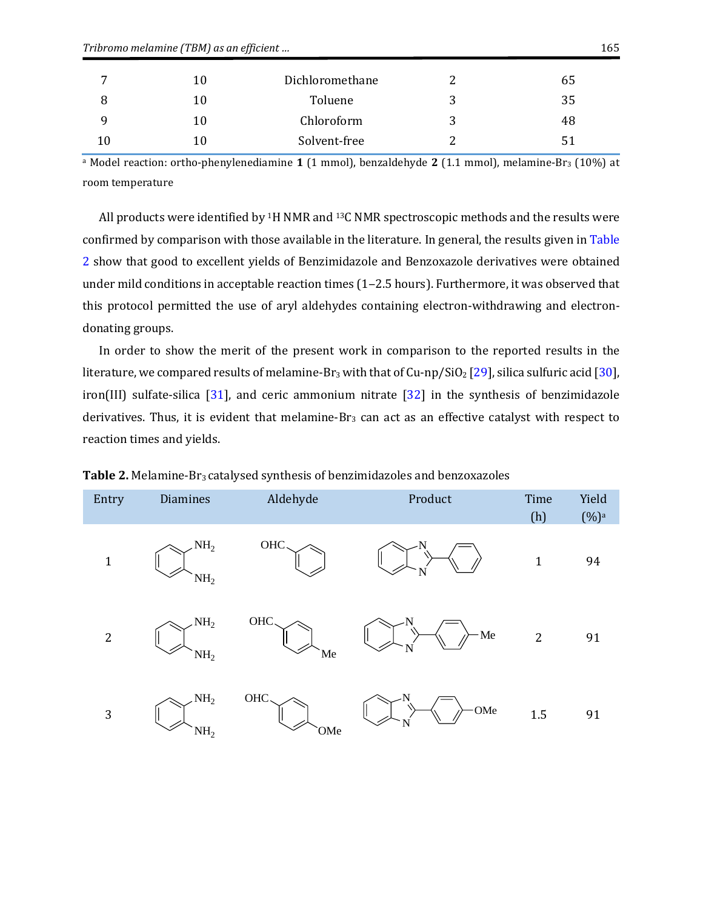| 7 | 10 | Dichloromethane | 2 | 65 |
|---|---|---|---|---|
| 8 | 10 | Toluene | 3 | 35 |
| 9 | 10 | Chloroform | 3 | 48 |
| 10 | 10 | Solvent-free | 2 | 51 |

[a] Model reaction: ortho-phenylenediamine **1** (1 mmol), benzaldehyde **2** (1.1 mmol), melamine-$Br_3$ (10%) at room temperature

All products were identified by [1]H NMR and [13]C NMR spectroscopic methods and the results were confirmed by comparison with those available in the literature. In general, the results given in Table 2 show that good to excellent yields of Benzimidazole and Benzoxazole derivatives were obtained under mild conditions in acceptable reaction times (1–2.5 hours). Furthermore, it was observed that this protocol permitted the use of aryl aldehydes containing electron-withdrawing and electron-donating groups.

In order to show the merit of the present work in comparison to the reported results in the literature, we compared results of melamine-$Br_3$ with that of Cu-np/$SiO_2$ [29], silica sulfuric acid [30], iron(III) sulfate-silica [31], and ceric ammonium nitrate [32] in the synthesis of benzimidazole derivatives. Thus, it is evident that melamine-$Br_3$ can act as an effective catalyst with respect to reaction times and yields.

**Table 2.** Melamine-$Br_3$ catalysed synthesis of benzimidazoles and benzoxazoles

| Entry | Diamines | Aldehyde | Product | Time (h) | Yield (%)[a] |
|---|---|---|---|---|---|
| 1 | o-phenylenediamine ($NH_2$, $NH_2$) | OHC-C$_6$H$_5$ | 2-phenylbenzimidazole | 1 | 94 |
| 2 | o-phenylenediamine ($NH_2$, $NH_2$) | OHC-C$_6$H$_4$-Me | 2-(4-methylphenyl)benzimidazole (Me) | 2 | 91 |
| 3 | o-phenylenediamine ($NH_2$, $NH_2$) | OHC-C$_6$H$_4$-OMe | 2-(4-methoxyphenyl)benzimidazole (OMe) | 1.5 | 91 |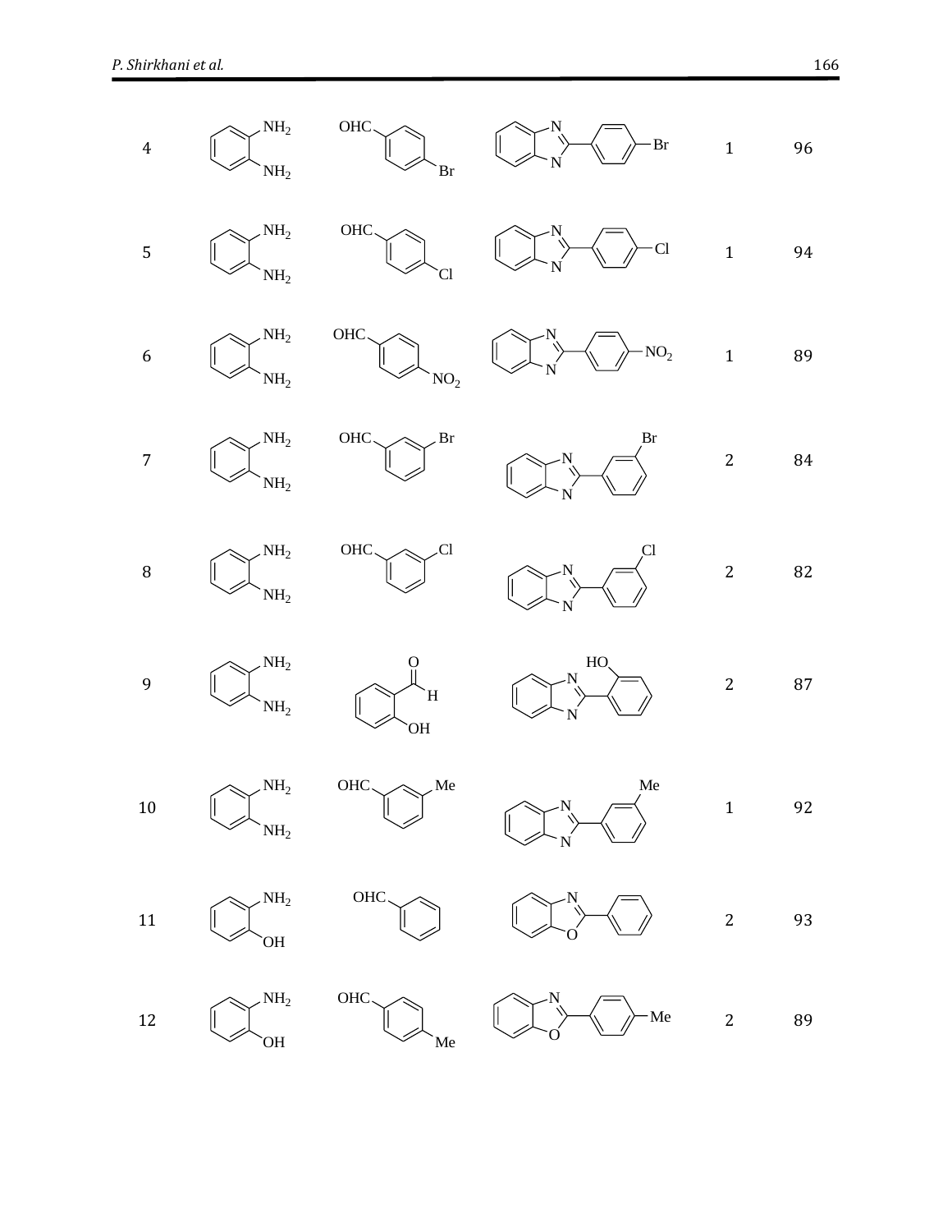| Entry | Amine | Aldehyde | Product | Time | Yield (%) |
|---|---|---|---|---|---|
| 4 | $NH_2$, $NH_2$ | OHC, Br | N, N, Br | 1 | 96 |
| 5 | $NH_2$, $NH_2$ | OHC, Cl | N, N, Cl | 1 | 94 |
| 6 | $NH_2$, $NH_2$ | OHC, $NO_2$ | N, N, $NO_2$ | 1 | 89 |
| 7 | $NH_2$, $NH_2$ | OHC, Br | N, N, Br | 2 | 84 |
| 8 | $NH_2$, $NH_2$ | OHC, Cl | N, N, Cl | 2 | 82 |
| 9 | $NH_2$, $NH_2$ | O, H, OH | N, N, HO | 2 | 87 |
| 10 | $NH_2$, $NH_2$ | OHC, Me | N, N, Me | 1 | 92 |
| 11 | $NH_2$, OH | OHC | N, O | 2 | 93 |
| 12 | $NH_2$, OH | OHC, Me | N, O, Me | 2 | 89 |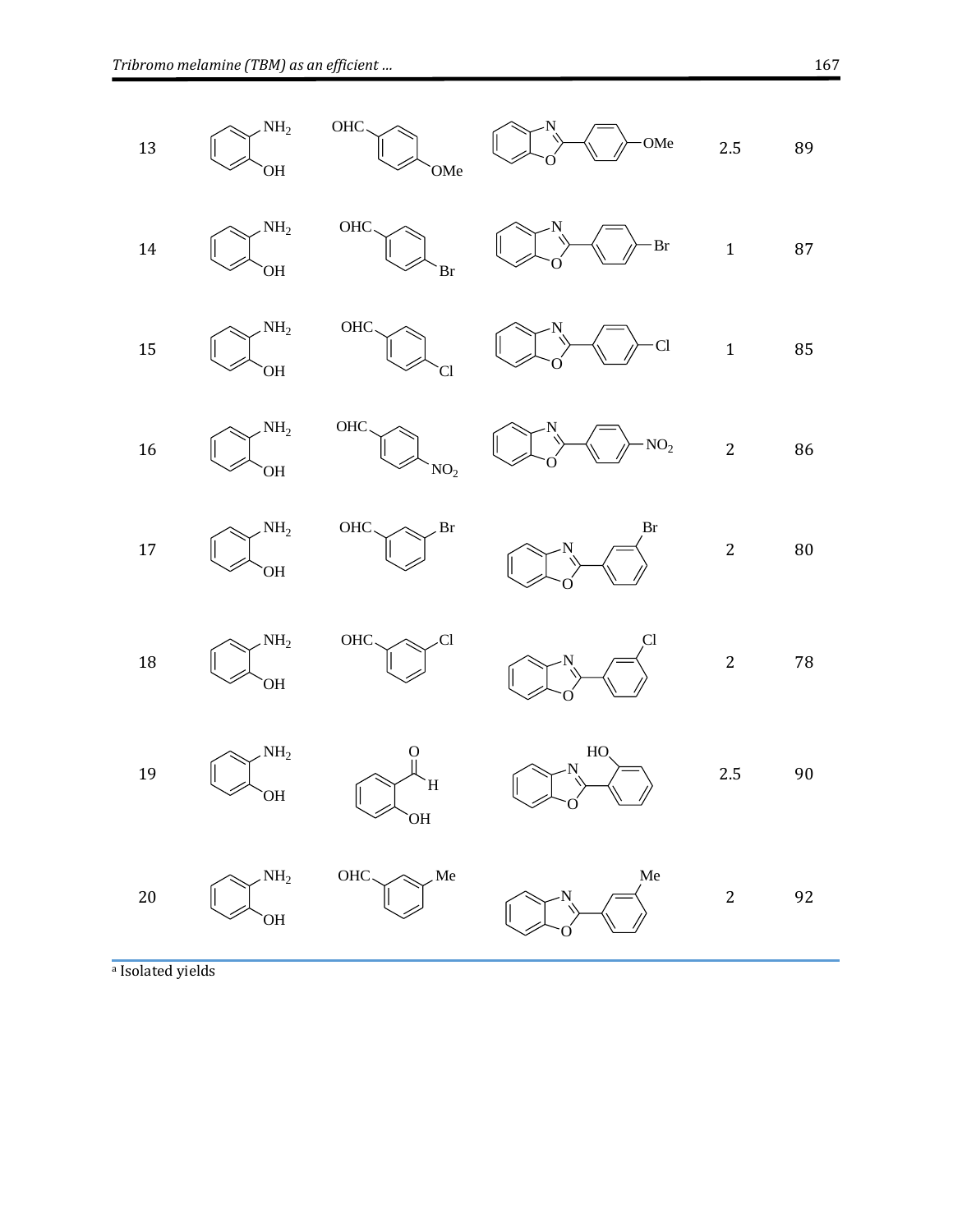| Entry | Amine | Aldehyde | Product | Time (h) | Yield (%)[a] |
|---|---|---|---|---|---|
| 13 | 2-aminophenol ($NH_2$, OH) | 4-MeO-$C_6H_4$CHO | 2-(4-methoxyphenyl)benzoxazole | 2.5 | 89 |
| 14 | 2-aminophenol ($NH_2$, OH) | 4-Br-$C_6H_4$CHO | 2-(4-bromophenyl)benzoxazole | 1 | 87 |
| 15 | 2-aminophenol ($NH_2$, OH) | 4-Cl-$C_6H_4$CHO | 2-(4-chlorophenyl)benzoxazole | 1 | 85 |
| 16 | 2-aminophenol ($NH_2$, OH) | 4-$NO_2$-$C_6H_4$CHO | 2-(4-nitrophenyl)benzoxazole | 2 | 86 |
| 17 | 2-aminophenol ($NH_2$, OH) | 3-Br-$C_6H_4$CHO | 2-(3-bromophenyl)benzoxazole | 2 | 80 |
| 18 | 2-aminophenol ($NH_2$, OH) | 3-Cl-$C_6H_4$CHO | 2-(3-chlorophenyl)benzoxazole | 2 | 78 |
| 19 | 2-aminophenol ($NH_2$, OH) | 2-HO-$C_6H_4$CHO | 2-(2-hydroxyphenyl)benzoxazole | 2.5 | 90 |
| 20 | 2-aminophenol ($NH_2$, OH) | 3-Me-$C_6H_4$CHO | 2-(3-methylphenyl)benzoxazole | 2 | 92 |

[a] Isolated yields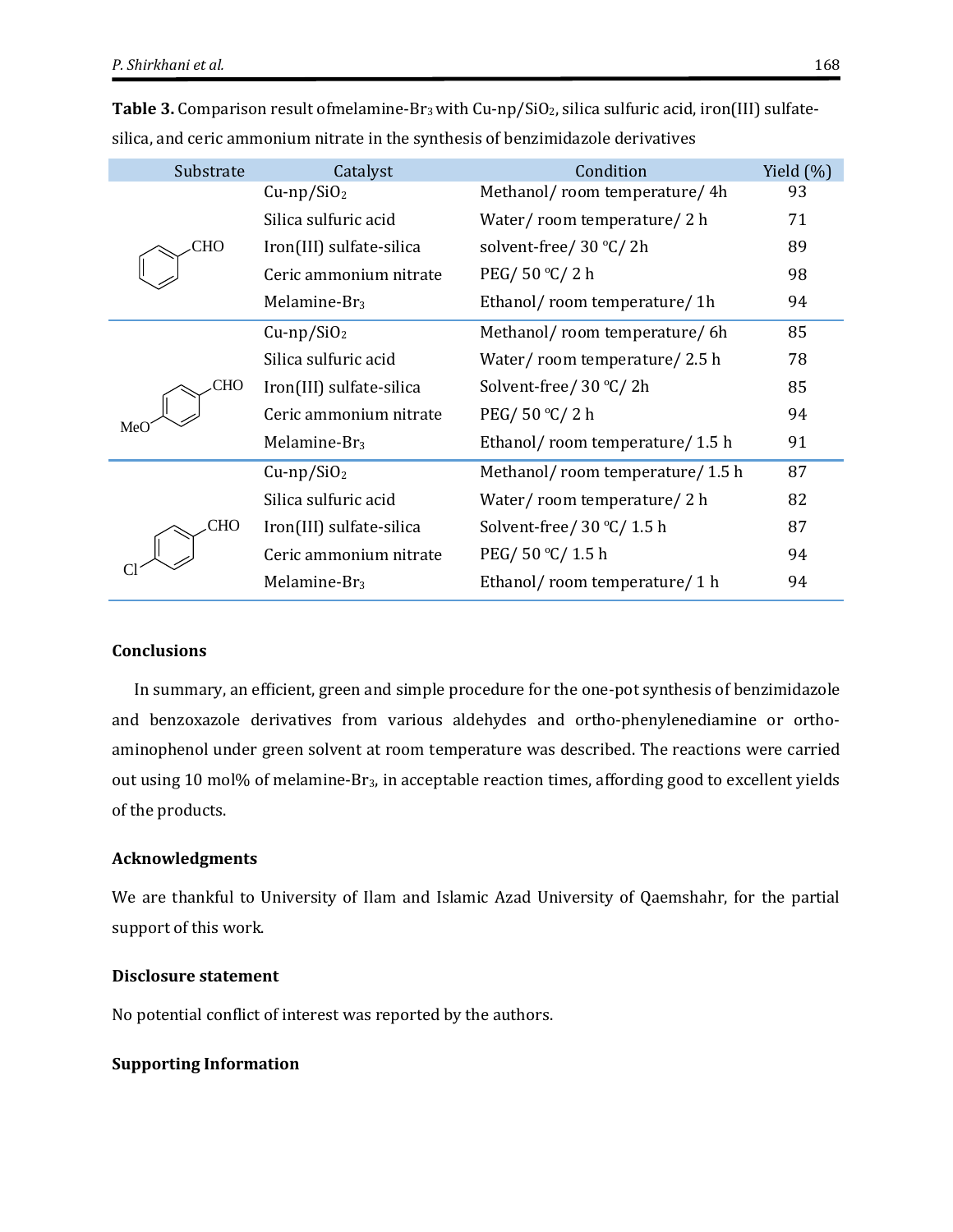**Table 3.** Comparison result ofmelamine-$Br_3$ with Cu-np/$SiO_2$, silica sulfuric acid, iron(III) sulfate-silica, and ceric ammonium nitrate in the synthesis of benzimidazole derivatives

| Substrate | Catalyst | Condition | Yield (%) |
|---|---|---|---|
| Benzaldehyde (PhCHO) | Cu-np/$SiO_2$ | Methanol/ room temperature/ 4h | 93 |
| | Silica sulfuric acid | Water/ room temperature/ 2 h | 71 |
| | Iron(III) sulfate-silica | solvent-free/ 30 ℃/ 2h | 89 |
| | Ceric ammonium nitrate | PEG/ 50 ℃/ 2 h | 98 |
| | Melamine-$Br_3$ | Ethanol/ room temperature/ 1h | 94 |
| 4-MeO-$C_6H_4$CHO | Cu-np/$SiO_2$ | Methanol/ room temperature/ 6h | 85 |
| | Silica sulfuric acid | Water/ room temperature/ 2.5 h | 78 |
| | Iron(III) sulfate-silica | Solvent-free/ 30 ℃/ 2h | 85 |
| | Ceric ammonium nitrate | PEG/ 50 ℃/ 2 h | 94 |
| | Melamine-$Br_3$ | Ethanol/ room temperature/ 1.5 h | 91 |
| 4-Cl-$C_6H_4$CHO | Cu-np/$SiO_2$ | Methanol/ room temperature/ 1.5 h | 87 |
| | Silica sulfuric acid | Water/ room temperature/ 2 h | 82 |
| | Iron(III) sulfate-silica | Solvent-free/ 30 ℃/ 1.5 h | 87 |
| | Ceric ammonium nitrate | PEG/ 50 ℃/ 1.5 h | 94 |
| | Melamine-$Br_3$ | Ethanol/ room temperature/ 1 h | 94 |

## Conclusions

In summary, an efficient, green and simple procedure for the one-pot synthesis of benzimidazole and benzoxazole derivatives from various aldehydes and ortho-phenylenediamine or ortho-aminophenol under green solvent at room temperature was described. The reactions were carried out using 10 mol% of melamine-$Br_3$, in acceptable reaction times, affording good to excellent yields of the products.

## Acknowledgments

We are thankful to University of Ilam and Islamic Azad University of Qaemshahr, for the partial support of this work.

## Disclosure statement

No potential conflict of interest was reported by the authors.

## Supporting Information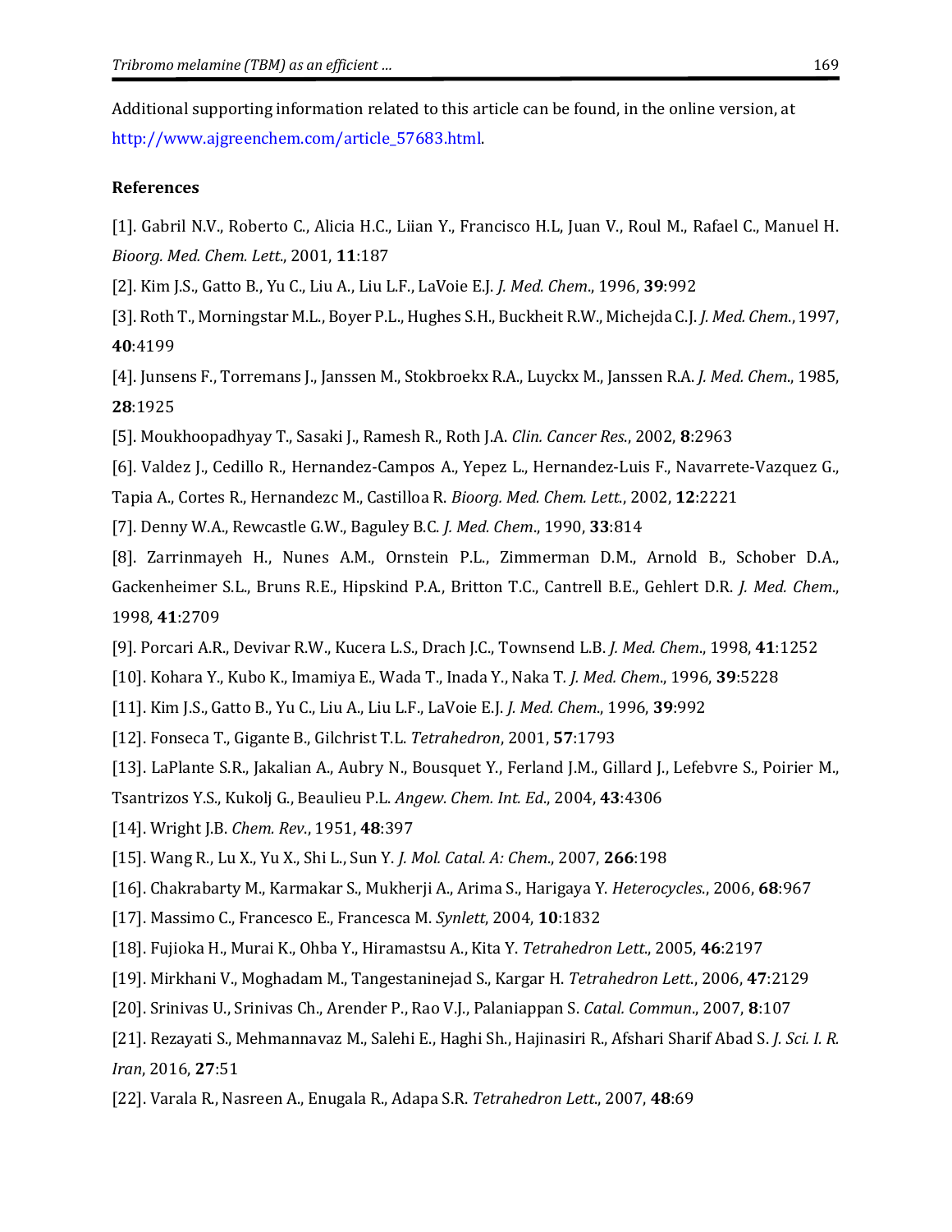Additional supporting information related to this article can be found, in the online version, at http://www.ajgreenchem.com/article_57683.html.

## References

[1]. Gabril N.V., Roberto C., Alicia H.C., Liian Y., Francisco H.L, Juan V., Roul M., Rafael C., Manuel H. *Bioorg. Med. Chem. Lett.*, 2001, **11**:187

[2]. Kim J.S., Gatto B., Yu C., Liu A., Liu L.F., LaVoie E.J. *J. Med. Chem.*, 1996, **39**:992

[3]. Roth T., Morningstar M.L., Boyer P.L., Hughes S.H., Buckheit R.W., Michejda C.J. *J. Med. Chem.*, 1997, **40**:4199

[4]. Junsens F., Torremans J., Janssen M., Stokbroekx R.A., Luyckx M., Janssen R.A. *J. Med. Chem.*, 1985, **28**:1925

[5]. Moukhoopadhyay T., Sasaki J., Ramesh R., Roth J.A. *Clin. Cancer Res.*, 2002, **8**:2963

[6]. Valdez J., Cedillo R., Hernandez-Campos A., Yepez L., Hernandez-Luis F., Navarrete-Vazquez G., Tapia A., Cortes R., Hernandezc M., Castilloa R. *Bioorg. Med. Chem. Lett.*, 2002, **12**:2221

[7]. Denny W.A., Rewcastle G.W., Baguley B.C. *J. Med. Chem.*, 1990, **33**:814

[8]. Zarrinmayeh H., Nunes A.M., Ornstein P.L., Zimmerman D.M., Arnold B., Schober D.A., Gackenheimer S.L., Bruns R.E., Hipskind P.A., Britton T.C., Cantrell B.E., Gehlert D.R. *J. Med. Chem.*, 1998, **41**:2709

[9]. Porcari A.R., Devivar R.W., Kucera L.S., Drach J.C., Townsend L.B. *J. Med. Chem.*, 1998, **41**:1252

[10]. Kohara Y., Kubo K., Imamiya E., Wada T., Inada Y., Naka T. *J. Med. Chem.*, 1996, **39**:5228

[11]. Kim J.S., Gatto B., Yu C., Liu A., Liu L.F., LaVoie E.J. *J. Med. Chem.*, 1996, **39**:992

[12]. Fonseca T., Gigante B., Gilchrist T.L. *Tetrahedron*, 2001, **57**:1793

[13]. LaPlante S.R., Jakalian A., Aubry N., Bousquet Y., Ferland J.M., Gillard J., Lefebvre S., Poirier M., Tsantrizos Y.S., Kukolj G., Beaulieu P.L. *Angew. Chem. Int. Ed.*, 2004, **43**:4306

[14]. Wright J.B. *Chem. Rev.*, 1951, **48**:397

[15]. Wang R., Lu X., Yu X., Shi L., Sun Y. *J. Mol. Catal. A: Chem.*, 2007, **266**:198

[16]. Chakrabarty M., Karmakar S., Mukherji A., Arima S., Harigaya Y. *Heterocycles.*, 2006, **68**:967

[17]. Massimo C., Francesco E., Francesca M. *Synlett*, 2004, **10**:1832

[18]. Fujioka H., Murai K., Ohba Y., Hiramastsu A., Kita Y. *Tetrahedron Lett.*, 2005, **46**:2197

[19]. Mirkhani V., Moghadam M., Tangestaninejad S., Kargar H. *Tetrahedron Lett.*, 2006, **47**:2129

[20]. Srinivas U., Srinivas Ch., Arender P., Rao V.J., Palaniappan S. *Catal. Commun.*, 2007, **8**:107

[21]. Rezayati S., Mehmannavaz M., Salehi E., Haghi Sh., Hajinasiri R., Afshari Sharif Abad S. *J. Sci. I. R. Iran*, 2016, **27**:51

[22]. Varala R., Nasreen A., Enugala R., Adapa S.R. *Tetrahedron Lett.*, 2007, **48**:69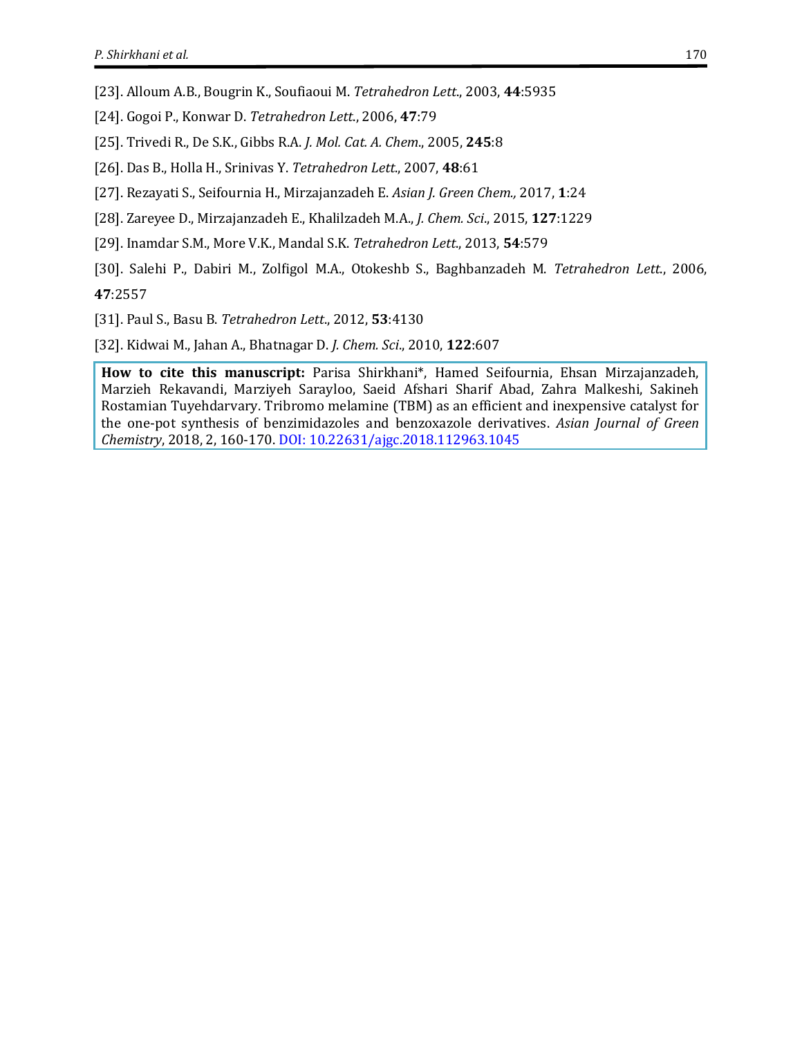[23]. Alloum A.B., Bougrin K., Soufiaoui M. *Tetrahedron Lett.*, 2003, **44**:5935

[24]. Gogoi P., Konwar D. *Tetrahedron Lett.*, 2006, **47**:79

[25]. Trivedi R., De S.K., Gibbs R.A. *J. Mol. Cat. A. Chem.*, 2005, **245**:8

[26]. Das B., Holla H., Srinivas Y. *Tetrahedron Lett.*, 2007, **48**:61

[27]. Rezayati S., Seifournia H., Mirzajanzadeh E. *Asian J. Green Chem.,* 2017, **1**:24

[28]. Zareyee D., Mirzajanzadeh E., Khalilzadeh M.A., *J. Chem. Sci.*, 2015, **127**:1229

[29]. Inamdar S.M., More V.K., Mandal S.K. *Tetrahedron Lett.*, 2013, **54**:579

[30]. Salehi P., Dabiri M., Zolfigol M.A., Otokeshb S., Baghbanzadeh M. *Tetrahedron Lett.*, 2006, **47**:2557

[31]. Paul S., Basu B. *Tetrahedron Lett.*, 2012, **53**:4130

[32]. Kidwai M., Jahan A., Bhatnagar D. *J. Chem. Sci.*, 2010, **122**:607

**How to cite this manuscript:** Parisa Shirkhani*, Hamed Seifournia, Ehsan Mirzajanzadeh, Marzieh Rekavandi, Marziyeh Sarayloo, Saeid Afshari Sharif Abad, Zahra Malkeshi, Sakineh Rostamian Tuyehdarvary. Tribromo melamine (TBM) as an efficient and inexpensive catalyst for the one-pot synthesis of benzimidazoles and benzoxazole derivatives. *Asian Journal of Green Chemistry*, 2018, 2, 160-170. DOI: 10.22631/ajgc.2018.112963.1045